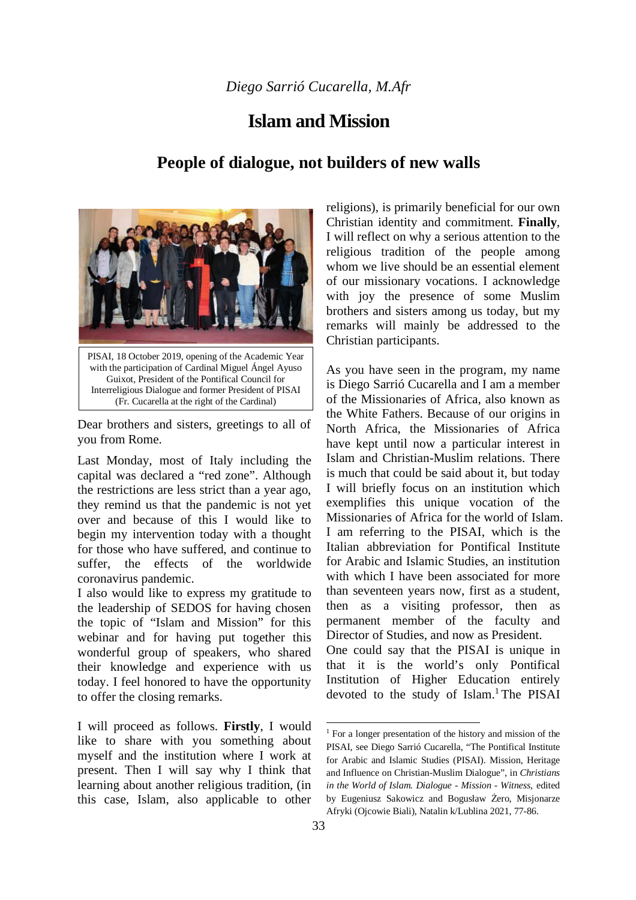*Diego Sarrió Cucarella, M.Afr*

# Islam and Mission

## People of dialogue, not builders of new walls

PISAI, 18 October 2019, opening of the Academic Year with the participation of Cardinal Miguel Ángel Ayuso Guixot, President of the Pontifical Council for Interreligious Dialogue and former President of PISAI (Fr. Cucarella at the right of the Cardinal)

Dear brothers and sisters, greetings to all of you from Rome.

Last Monday, most of Italy including the capital was declared a "red zone". Although the restrictions are less strict than a year ago, they remind us that the pandemic is not yet over and because of this I would like to begin my intervention today with a thought for those who have suffered, and continue to suffer, the effects of the worldwide coronavirus pandemic.

I also would like to express my gratitude to the leadership of SEDOS for having chosen the topic of "Islam and Mission" for this webinar and for having put together this wonderful group of speakers, who shared their knowledge and experience with us today. I feel honored to have the opportunity to offer the closing remarks.

I will proceed as follows. **Firstly**, I would like to share with you something about myself and the institution where I work at present. Then I will say why I think that learning about another religious tradition, (in this case, Islam, also applicable to other religions), is primarily beneficial for our own Christian identity and commitment. **Finally**, I will reflect on why a serious attention to the religious tradition of the people among whom we live should be an essential element of our missionary vocations. I acknowledge with joy the presence of some Muslim brothers and sisters among us today, but my remarks will mainly be addressed to the Christian participants.

As you have seen in the program, my name is Diego Sarrió Cucarella and I am a member of the Missionaries of Africa, also known as the White Fathers. Because of our origins in North Africa, the Missionaries of Africa have kept until now a particular interest in Islam and Christian-Muslim relations. There is much that could be said about it, but today I will briefly focus on an institution which exemplifies this unique vocation of the Missionaries of Africa for the world of Islam. I am referring to the PISAI, which is the Italian abbreviation for Pontifical Institute for Arabic and Islamic Studies, an institution with which I have been associated for more than seventeen years now, first as a student, then as a visiting professor, then as permanent member of the faculty and Director of Studies, and now as President.

One could say that the PISAI is unique in that it is the world's only Pontifical Institution of Higher Education entirely devoted to the study of Islam.[1] The PISAI

[1] For a longer presentation of the history and mission of the PISAI, see Diego Sarrió Cucarella, "The Pontifical Institute for Arabic and Islamic Studies (PISAI). Mission, Heritage and Influence on Christian-Muslim Dialogue", in *Christians in the World of Islam. Dialogue - Mission - Witness*, edited by Eugeniusz Sakowicz and Bogusław Żero, Misjonarze Afryki (Ojcowie Biali), Natalin k/Lublina 2021, 77-86.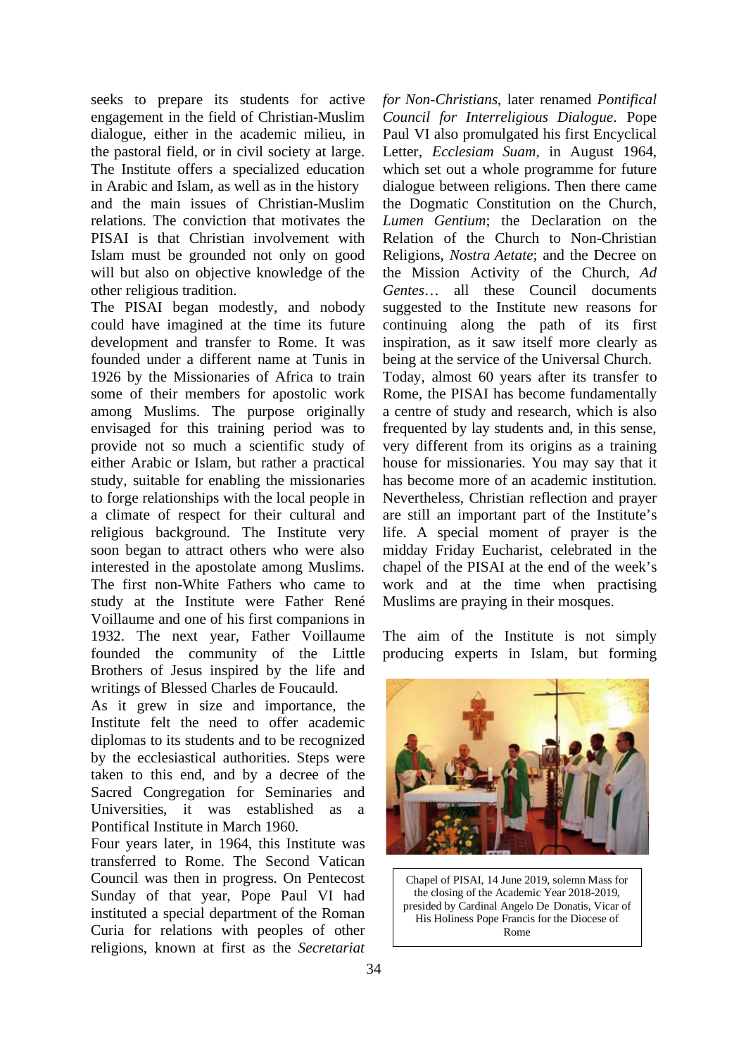seeks to prepare its students for active engagement in the field of Christian-Muslim dialogue, either in the academic milieu, in the pastoral field, or in civil society at large. The Institute offers a specialized education in Arabic and Islam, as well as in the history and the main issues of Christian-Muslim relations. The conviction that motivates the PISAI is that Christian involvement with Islam must be grounded not only on good will but also on objective knowledge of the other religious tradition.

The PISAI began modestly, and nobody could have imagined at the time its future development and transfer to Rome. It was founded under a different name at Tunis in 1926 by the Missionaries of Africa to train some of their members for apostolic work among Muslims. The purpose originally envisaged for this training period was to provide not so much a scientific study of either Arabic or Islam, but rather a practical study, suitable for enabling the missionaries to forge relationships with the local people in a climate of respect for their cultural and religious background. The Institute very soon began to attract others who were also interested in the apostolate among Muslims. The first non-White Fathers who came to study at the Institute were Father René Voillaume and one of his first companions in 1932. The next year, Father Voillaume founded the community of the Little Brothers of Jesus inspired by the life and writings of Blessed Charles de Foucauld.

As it grew in size and importance, the Institute felt the need to offer academic diplomas to its students and to be recognized by the ecclesiastical authorities. Steps were taken to this end, and by a decree of the Sacred Congregation for Seminaries and Universities, it was established as a Pontifical Institute in March 1960.

Four years later, in 1964, this Institute was transferred to Rome. The Second Vatican Council was then in progress. On Pentecost Sunday of that year, Pope Paul VI had instituted a special department of the Roman Curia for relations with peoples of other religions, known at first as the *Secretariat for Non-Christians*, later renamed *Pontifical Council for Interreligious Dialogue*. Pope Paul VI also promulgated his first Encyclical Letter, *Ecclesiam Suam*, in August 1964, which set out a whole programme for future dialogue between religions. Then there came the Dogmatic Constitution on the Church, *Lumen Gentium*; the Declaration on the Relation of the Church to Non-Christian Religions, *Nostra Aetate*; and the Decree on the Mission Activity of the Church, *Ad Gentes*… all these Council documents suggested to the Institute new reasons for continuing along the path of its first inspiration, as it saw itself more clearly as being at the service of the Universal Church.

Today, almost 60 years after its transfer to Rome, the PISAI has become fundamentally a centre of study and research, which is also frequented by lay students and, in this sense, very different from its origins as a training house for missionaries. You may say that it has become more of an academic institution. Nevertheless, Christian reflection and prayer are still an important part of the Institute's life. A special moment of prayer is the midday Friday Eucharist, celebrated in the chapel of the PISAI at the end of the week's work and at the time when practising Muslims are praying in their mosques.

The aim of the Institute is not simply producing experts in Islam, but forming

Chapel of PISAI, 14 June 2019, solemn Mass for the closing of the Academic Year 2018-2019, presided by Cardinal Angelo De Donatis, Vicar of His Holiness Pope Francis for the Diocese of Rome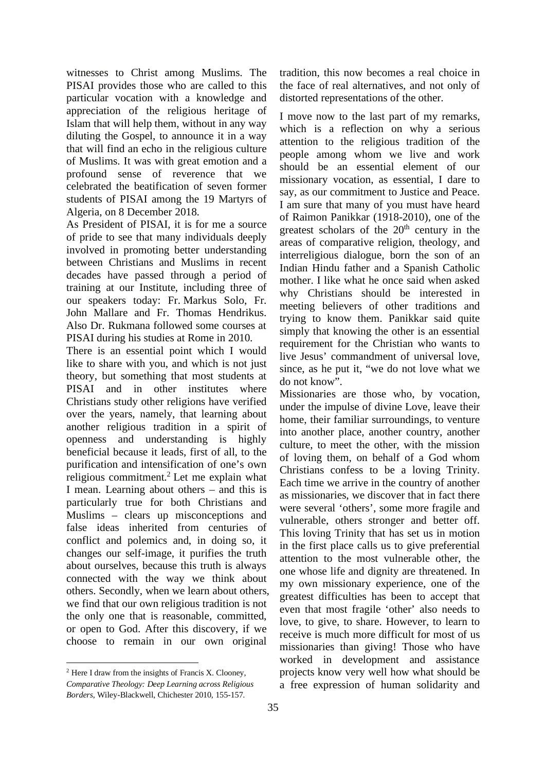witnesses to Christ among Muslims. The PISAI provides those who are called to this particular vocation with a knowledge and appreciation of the religious heritage of Islam that will help them, without in any way diluting the Gospel, to announce it in a way that will find an echo in the religious culture of Muslims. It was with great emotion and a profound sense of reverence that we celebrated the beatification of seven former students of PISAI among the 19 Martyrs of Algeria, on 8 December 2018.

As President of PISAI, it is for me a source of pride to see that many individuals deeply involved in promoting better understanding between Christians and Muslims in recent decades have passed through a period of training at our Institute, including three of our speakers today: Fr. Markus Solo, Fr. John Mallare and Fr. Thomas Hendrikus. Also Dr. Rukmana followed some courses at PISAI during his studies at Rome in 2010.

There is an essential point which I would like to share with you, and which is not just theory, but something that most students at PISAI and in other institutes where Christians study other religions have verified over the years, namely, that learning about another religious tradition in a spirit of openness and understanding is highly beneficial because it leads, first of all, to the purification and intensification of one's own religious commitment.[2] Let me explain what I mean. Learning about others – and this is particularly true for both Christians and Muslims – clears up misconceptions and false ideas inherited from centuries of conflict and polemics and, in doing so, it changes our self-image, it purifies the truth about ourselves, because this truth is always connected with the way we think about others. Secondly, when we learn about others, we find that our own religious tradition is not the only one that is reasonable, committed, or open to God. After this discovery, if we choose to remain in our own original tradition, this now becomes a real choice in the face of real alternatives, and not only of distorted representations of the other.

I move now to the last part of my remarks, which is a reflection on why a serious attention to the religious tradition of the people among whom we live and work should be an essential element of our missionary vocation, as essential, I dare to say, as our commitment to Justice and Peace. I am sure that many of you must have heard of Raimon Panikkar (1918-2010), one of the greatest scholars of the 20th century in the areas of comparative religion, theology, and interreligious dialogue, born the son of an Indian Hindu father and a Spanish Catholic mother. I like what he once said when asked why Christians should be interested in meeting believers of other traditions and trying to know them. Panikkar said quite simply that knowing the other is an essential requirement for the Christian who wants to live Jesus' commandment of universal love, since, as he put it, "we do not love what we do not know".

Missionaries are those who, by vocation, under the impulse of divine Love, leave their home, their familiar surroundings, to venture into another place, another country, another culture, to meet the other, with the mission of loving them, on behalf of a God whom Christians confess to be a loving Trinity. Each time we arrive in the country of another as missionaries, we discover that in fact there were several 'others', some more fragile and vulnerable, others stronger and better off. This loving Trinity that has set us in motion in the first place calls us to give preferential attention to the most vulnerable other, the one whose life and dignity are threatened. In my own missionary experience, one of the greatest difficulties has been to accept that even that most fragile 'other' also needs to love, to give, to share. However, to learn to receive is much more difficult for most of us missionaries than giving! Those who have worked in development and assistance projects know very well how what should be a free expression of human solidarity and

---

[2] Here I draw from the insights of Francis X. Clooney, *Comparative Theology: Deep Learning across Religious Borders*, Wiley-Blackwell, Chichester 2010, 155-157.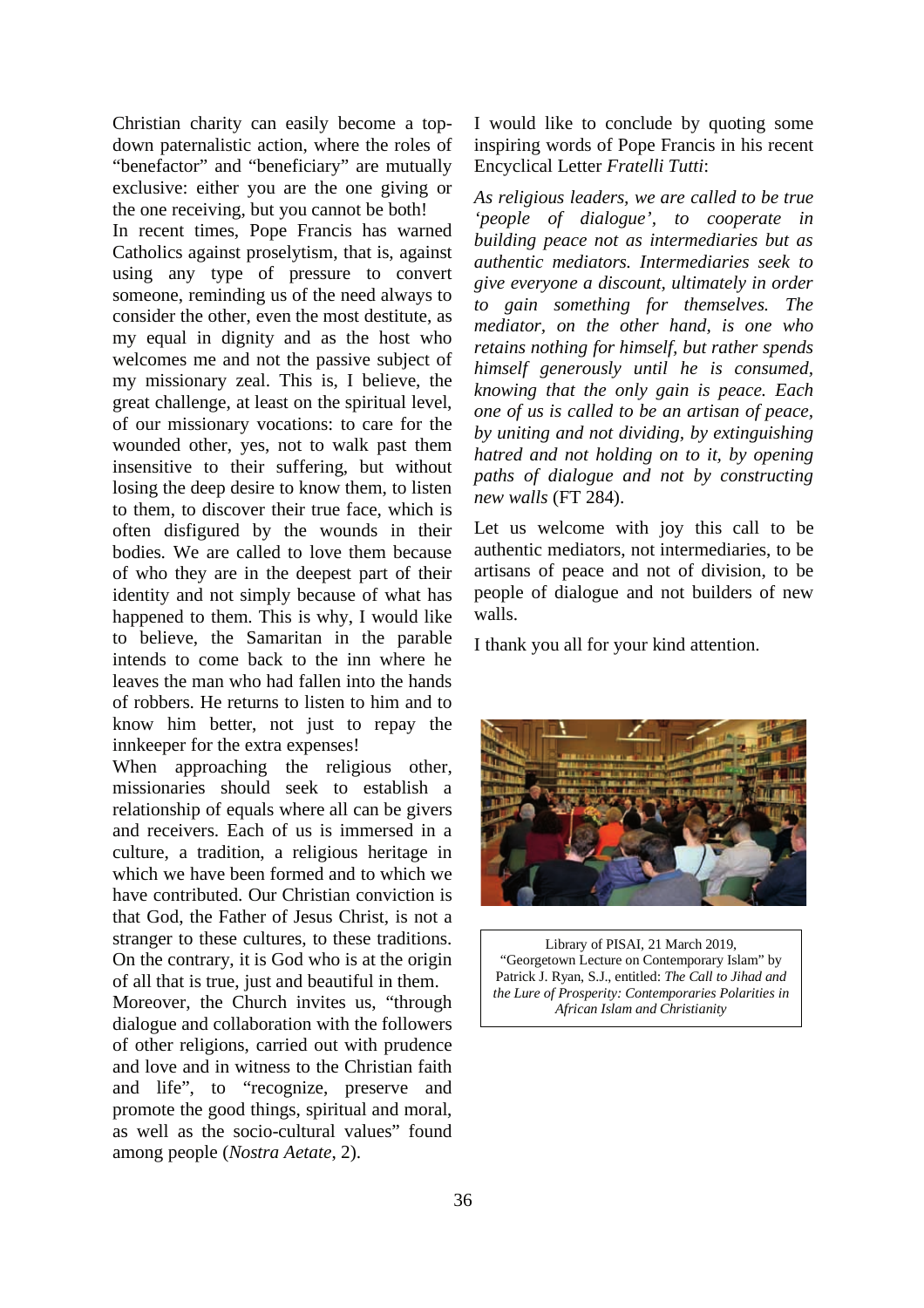Christian charity can easily become a top-down paternalistic action, where the roles of "benefactor" and "beneficiary" are mutually exclusive: either you are the one giving or the one receiving, but you cannot be both!

In recent times, Pope Francis has warned Catholics against proselytism, that is, against using any type of pressure to convert someone, reminding us of the need always to consider the other, even the most destitute, as my equal in dignity and as the host who welcomes me and not the passive subject of my missionary zeal. This is, I believe, the great challenge, at least on the spiritual level, of our missionary vocations: to care for the wounded other, yes, not to walk past them insensitive to their suffering, but without losing the deep desire to know them, to listen to them, to discover their true face, which is often disfigured by the wounds in their bodies. We are called to love them because of who they are in the deepest part of their identity and not simply because of what has happened to them. This is why, I would like to believe, the Samaritan in the parable intends to come back to the inn where he leaves the man who had fallen into the hands of robbers. He returns to listen to him and to know him better, not just to repay the innkeeper for the extra expenses!

When approaching the religious other, missionaries should seek to establish a relationship of equals where all can be givers and receivers. Each of us is immersed in a culture, a tradition, a religious heritage in which we have been formed and to which we have contributed. Our Christian conviction is that God, the Father of Jesus Christ, is not a stranger to these cultures, to these traditions. On the contrary, it is God who is at the origin of all that is true, just and beautiful in them.

Moreover, the Church invites us, "through dialogue and collaboration with the followers of other religions, carried out with prudence and love and in witness to the Christian faith and life", to "recognize, preserve and promote the good things, spiritual and moral, as well as the socio-cultural values" found among people (*Nostra Aetate*, 2).

I would like to conclude by quoting some inspiring words of Pope Francis in his recent Encyclical Letter *Fratelli Tutti*:

*As religious leaders, we are called to be true 'people of dialogue', to cooperate in building peace not as intermediaries but as authentic mediators. Intermediaries seek to give everyone a discount, ultimately in order to gain something for themselves. The mediator, on the other hand, is one who retains nothing for himself, but rather spends himself generously until he is consumed, knowing that the only gain is peace. Each one of us is called to be an artisan of peace, by uniting and not dividing, by extinguishing hatred and not holding on to it, by opening paths of dialogue and not by constructing new walls* (FT 284).

Let us welcome with joy this call to be authentic mediators, not intermediaries, to be artisans of peace and not of division, to be people of dialogue and not builders of new walls.

I thank you all for your kind attention.

Library of PISAI, 21 March 2019, "Georgetown Lecture on Contemporary Islam" by Patrick J. Ryan, S.J., entitled: *The Call to Jihad and the Lure of Prosperity: Contemporaries Polarities in African Islam and Christianity*